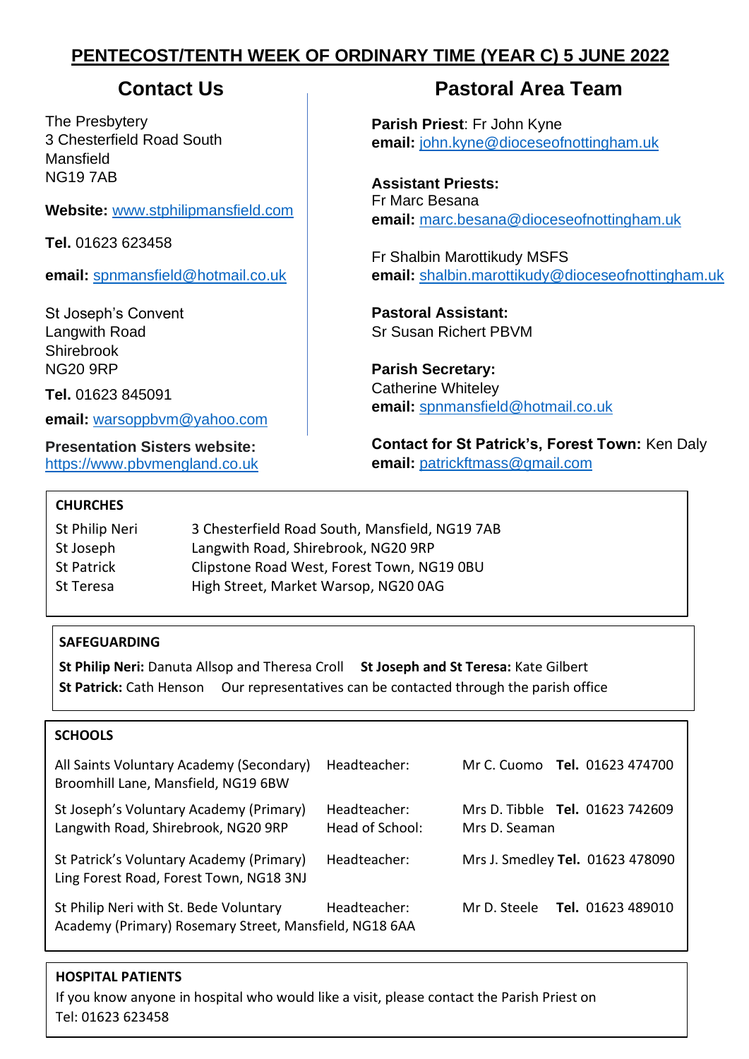# PENTECOST/TENTH WEEK OF ORDINARY TIME (YEAR C) 5 JUNE 2022

## Contact Us

The Presbytery
3 Chesterfield Road South
Mansfield
NG19 7AB

**Website:** www.stphilipmansfield.com

**Tel.** 01623 623458

**email:** spnmansfield@hotmail.co.uk

St Joseph's Convent
Langwith Road
Shirebrook
NG20 9RP

**Tel.** 01623 845091

**email:** warsoppbvm@yahoo.com

**Presentation Sisters website:** https://www.pbvmengland.co.uk

## Pastoral Area Team

**Parish Priest**: Fr John Kyne
**email:** john.kyne@dioceseofnottingham.uk

**Assistant Priests:**
Fr Marc Besana
**email:** marc.besana@dioceseofnottingham.uk

Fr Shalbin Marottikudy MSFS
**email:** shalbin.marottikudy@dioceseofnottingham.uk

**Pastoral Assistant:**
Sr Susan Richert PBVM

**Parish Secretary:**
Catherine Whiteley
**email:** spnmansfield@hotmail.co.uk

**Contact for St Patrick's, Forest Town:** Ken Daly
**email:** patrickftmass@gmail.com

### CHURCHES

| | |
|---|---|
| St Philip Neri | 3 Chesterfield Road South, Mansfield, NG19 7AB |
| St Joseph | Langwith Road, Shirebrook, NG20 9RP |
| St Patrick | Clipstone Road West, Forest Town, NG19 0BU |
| St Teresa | High Street, Market Warsop, NG20 0AG |

### SAFEGUARDING

**St Philip Neri:** Danuta Allsop and Theresa Croll **St Joseph and St Teresa:** Kate Gilbert
**St Patrick:** Cath Henson Our representatives can be contacted through the parish office

### SCHOOLS

| | | | |
|---|---|---|---|
| All Saints Voluntary Academy (Secondary) Broomhill Lane, Mansfield, NG19 6BW | Headteacher: | Mr C. Cuomo | **Tel.** 01623 474700 |
| St Joseph's Voluntary Academy (Primary) Langwith Road, Shirebrook, NG20 9RP | Headteacher: Head of School: | Mrs D. Tibble Mrs D. Seaman | **Tel.** 01623 742609 |
| St Patrick's Voluntary Academy (Primary) Ling Forest Road, Forest Town, NG18 3NJ | Headteacher: | Mrs J. Smedley | **Tel.** 01623 478090 |
| St Philip Neri with St. Bede Voluntary Academy (Primary) Rosemary Street, Mansfield, NG18 6AA | Headteacher: | Mr D. Steele | **Tel.** 01623 489010 |

### HOSPITAL PATIENTS

If you know anyone in hospital who would like a visit, please contact the Parish Priest on Tel: 01623 623458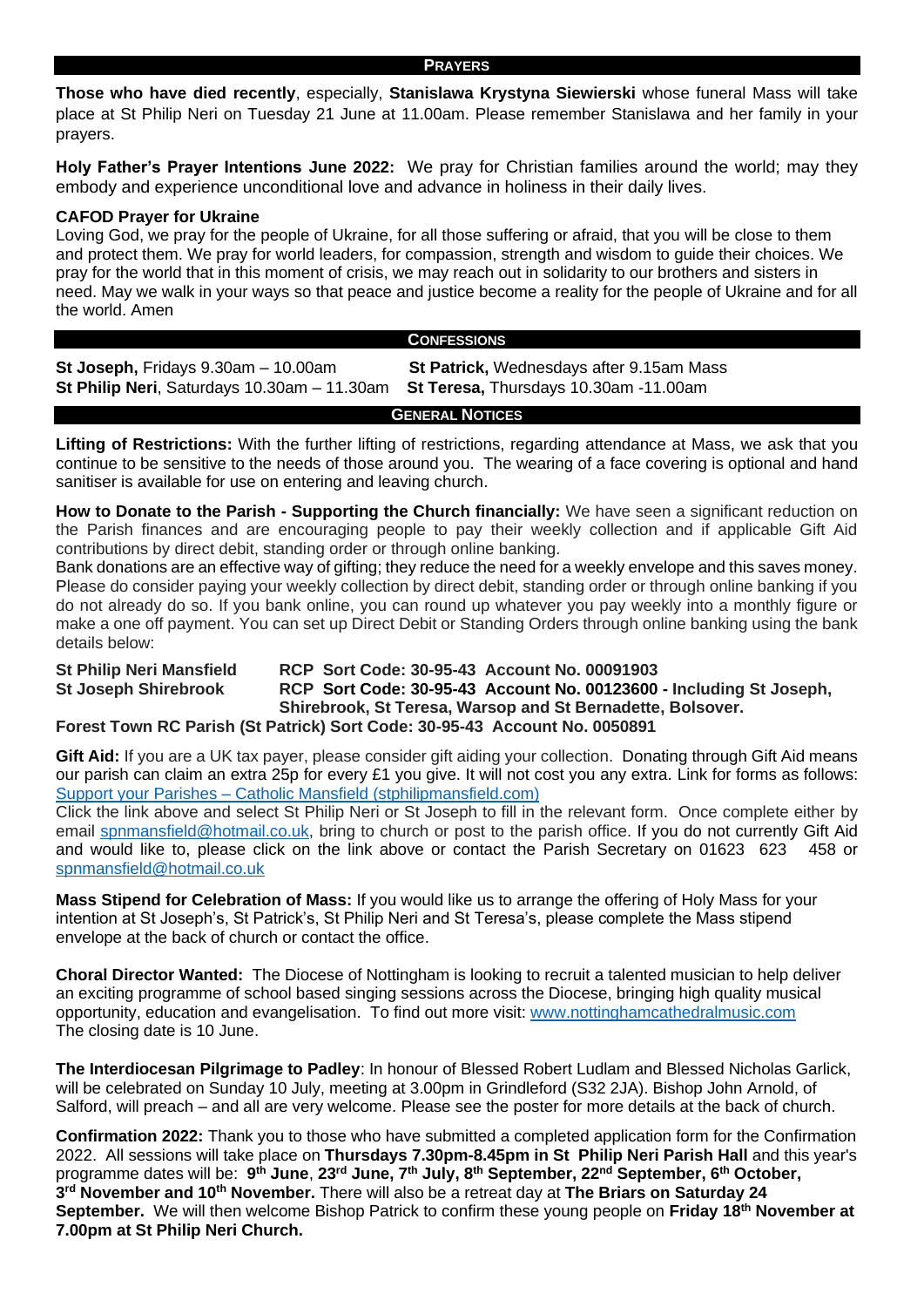## PRAYERS

**Those who have died recently**, especially, **Stanislawa Krystyna Siewierski** whose funeral Mass will take place at St Philip Neri on Tuesday 21 June at 11.00am. Please remember Stanislawa and her family in your prayers.

**Holy Father's Prayer Intentions June 2022:** We pray for Christian families around the world; may they embody and experience unconditional love and advance in holiness in their daily lives.

**CAFOD Prayer for Ukraine**
Loving God, we pray for the people of Ukraine, for all those suffering or afraid, that you will be close to them and protect them. We pray for world leaders, for compassion, strength and wisdom to guide their choices. We pray for the world that in this moment of crisis, we may reach out in solidarity to our brothers and sisters in need. May we walk in your ways so that peace and justice become a reality for the people of Ukraine and for all the world. Amen

## CONFESSIONS

**St Joseph,** Fridays 9.30am – 10.00am
**St Philip Neri**, Saturdays 10.30am – 11.30am
**St Patrick,** Wednesdays after 9.15am Mass
**St Teresa,** Thursdays 10.30am -11.00am

## GENERAL NOTICES

**Lifting of Restrictions:** With the further lifting of restrictions, regarding attendance at Mass, we ask that you continue to be sensitive to the needs of those around you. The wearing of a face covering is optional and hand sanitiser is available for use on entering and leaving church.

**How to Donate to the Parish - Supporting the Church financially:** We have seen a significant reduction on the Parish finances and are encouraging people to pay their weekly collection and if applicable Gift Aid contributions by direct debit, standing order or through online banking.
Bank donations are an effective way of gifting; they reduce the need for a weekly envelope and this saves money. Please do consider paying your weekly collection by direct debit, standing order or through online banking if you do not already do so. If you bank online, you can round up whatever you pay weekly into a monthly figure or make a one off payment. You can set up Direct Debit or Standing Orders through online banking using the bank details below:

**St Philip Neri Mansfield** **RCP Sort Code: 30-95-43 Account No. 00091903**
**St Joseph Shirebrook** **RCP Sort Code: 30-95-43 Account No. 00123600 - Including St Joseph, Shirebrook, St Teresa, Warsop and St Bernadette, Bolsover.**
**Forest Town RC Parish (St Patrick) Sort Code: 30-95-43 Account No. 0050891**

**Gift Aid:** If you are a UK tax payer, please consider gift aiding your collection. Donating through Gift Aid means our parish can claim an extra 25p for every £1 you give. It will not cost you any extra. Link for forms as follows: Support your Parishes – Catholic Mansfield (stphilipmansfield.com)
Click the link above and select St Philip Neri or St Joseph to fill in the relevant form. Once complete either by email spnmansfield@hotmail.co.uk, bring to church or post to the parish office. If you do not currently Gift Aid and would like to, please click on the link above or contact the Parish Secretary on 01623 623 458 or spnmansfield@hotmail.co.uk

**Mass Stipend for Celebration of Mass:** If you would like us to arrange the offering of Holy Mass for your intention at St Joseph's, St Patrick's, St Philip Neri and St Teresa's, please complete the Mass stipend envelope at the back of church or contact the office.

**Choral Director Wanted:** The Diocese of Nottingham is looking to recruit a talented musician to help deliver an exciting programme of school based singing sessions across the Diocese, bringing high quality musical opportunity, education and evangelisation. To find out more visit: www.nottinghamcathedralmusic.com
The closing date is 10 June.

**The Interdiocesan Pilgrimage to Padley**: In honour of Blessed Robert Ludlam and Blessed Nicholas Garlick, will be celebrated on Sunday 10 July, meeting at 3.00pm in Grindleford (S32 2JA). Bishop John Arnold, of Salford, will preach – and all are very welcome. Please see the poster for more details at the back of church.

**Confirmation 2022:** Thank you to those who have submitted a completed application form for the Confirmation 2022. All sessions will take place on **Thursdays 7.30pm-8.45pm in St Philip Neri Parish Hall** and this year's programme dates will be: **9th June**, **23rd June, 7th July, 8th September, 22nd September, 6th October, 3rd November and 10th November.** There will also be a retreat day at **The Briars on Saturday 24 September.** We will then welcome Bishop Patrick to confirm these young people on **Friday 18th November at 7.00pm at St Philip Neri Church.**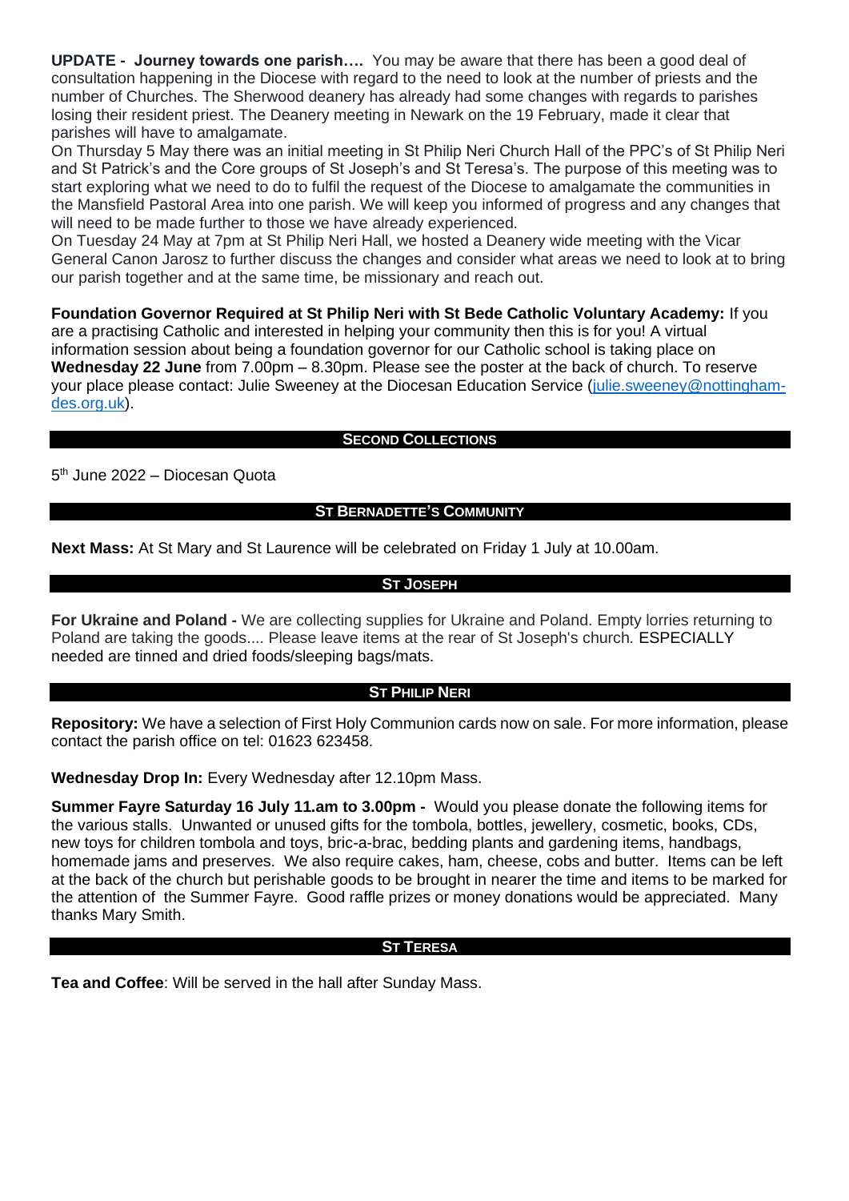**UPDATE - Journey towards one parish….** You may be aware that there has been a good deal of consultation happening in the Diocese with regard to the need to look at the number of priests and the number of Churches. The Sherwood deanery has already had some changes with regards to parishes losing their resident priest. The Deanery meeting in Newark on the 19 February, made it clear that parishes will have to amalgamate.

On Thursday 5 May there was an initial meeting in St Philip Neri Church Hall of the PPC's of St Philip Neri and St Patrick's and the Core groups of St Joseph's and St Teresa's. The purpose of this meeting was to start exploring what we need to do to fulfil the request of the Diocese to amalgamate the communities in the Mansfield Pastoral Area into one parish. We will keep you informed of progress and any changes that will need to be made further to those we have already experienced.

On Tuesday 24 May at 7pm at St Philip Neri Hall, we hosted a Deanery wide meeting with the Vicar General Canon Jarosz to further discuss the changes and consider what areas we need to look at to bring our parish together and at the same time, be missionary and reach out.

**Foundation Governor Required at St Philip Neri with St Bede Catholic Voluntary Academy:** If you are a practising Catholic and interested in helping your community then this is for you! A virtual information session about being a foundation governor for our Catholic school is taking place on **Wednesday 22 June** from 7.00pm – 8.30pm. Please see the poster at the back of church. To reserve your place please contact: Julie Sweeney at the Diocesan Education Service (julie.sweeney@nottingham-des.org.uk).

## SECOND COLLECTIONS

5th June 2022 – Diocesan Quota

## ST BERNADETTE'S COMMUNITY

**Next Mass:** At St Mary and St Laurence will be celebrated on Friday 1 July at 10.00am.

## ST JOSEPH

**For Ukraine and Poland -** We are collecting supplies for Ukraine and Poland. Empty lorries returning to Poland are taking the goods.... Please leave items at the rear of St Joseph's church. ESPECIALLY needed are tinned and dried foods/sleeping bags/mats.

## ST PHILIP NERI

**Repository:** We have a selection of First Holy Communion cards now on sale. For more information, please contact the parish office on tel: 01623 623458.

**Wednesday Drop In:** Every Wednesday after 12.10pm Mass.

**Summer Fayre Saturday 16 July 11.am to 3.00pm -** Would you please donate the following items for the various stalls. Unwanted or unused gifts for the tombola, bottles, jewellery, cosmetic, books, CDs, new toys for children tombola and toys, bric-a-brac, bedding plants and gardening items, handbags, homemade jams and preserves. We also require cakes, ham, cheese, cobs and butter. Items can be left at the back of the church but perishable goods to be brought in nearer the time and items to be marked for the attention of the Summer Fayre. Good raffle prizes or money donations would be appreciated. Many thanks Mary Smith.

## ST TERESA

**Tea and Coffee**: Will be served in the hall after Sunday Mass.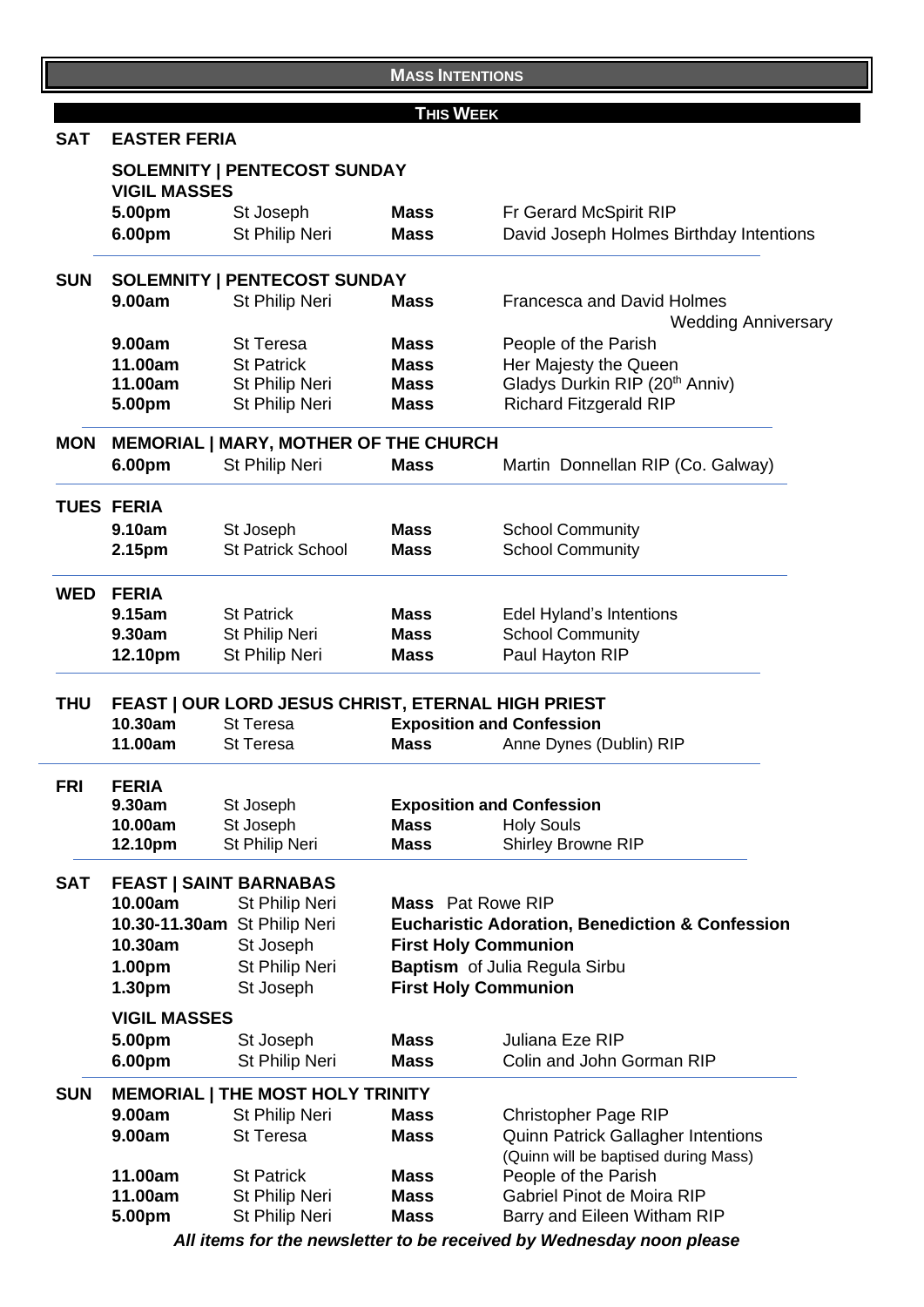## Mass Intentions

### This Week

| | | | | |
|---|---|---|---|---|
| **SAT** | **EASTER FERIA** | | | |
| | **SOLEMNITY \| PENTECOST SUNDAY** | | | |
| | **VIGIL MASSES** | | | |
| | **5.00pm** | St Joseph | **Mass** | Fr Gerard McSpirit RIP |
| | **6.00pm** | St Philip Neri | **Mass** | David Joseph Holmes Birthday Intentions |
| **SUN** | **SOLEMNITY \| PENTECOST SUNDAY** | | | |
| | **9.00am** | St Philip Neri | **Mass** | Francesca and David Holmes Wedding Anniversary |
| | **9.00am** | St Teresa | **Mass** | People of the Parish |
| | **11.00am** | St Patrick | **Mass** | Her Majesty the Queen |
| | **11.00am** | St Philip Neri | **Mass** | Gladys Durkin RIP (20th Anniv) |
| | **5.00pm** | St Philip Neri | **Mass** | Richard Fitzgerald RIP |
| **MON** | **MEMORIAL \| MARY, MOTHER OF THE CHURCH** | | | |
| | **6.00pm** | St Philip Neri | **Mass** | Martin Donnellan RIP (Co. Galway) |
| **TUES** | **FERIA** | | | |
| | **9.10am** | St Joseph | **Mass** | School Community |
| | **2.15pm** | St Patrick School | **Mass** | School Community |
| **WED** | **FERIA** | | | |
| | **9.15am** | St Patrick | **Mass** | Edel Hyland's Intentions |
| | **9.30am** | St Philip Neri | **Mass** | School Community |
| | **12.10pm** | St Philip Neri | **Mass** | Paul Hayton RIP |
| **THU** | **FEAST \| OUR LORD JESUS CHRIST, ETERNAL HIGH PRIEST** | | | |
| | **10.30am** | St Teresa | **Exposition and Confession** | |
| | **11.00am** | St Teresa | **Mass** | Anne Dynes (Dublin) RIP |
| **FRI** | **FERIA** | | | |
| | **9.30am** | St Joseph | **Exposition and Confession** | |
| | **10.00am** | St Joseph | **Mass** | Holy Souls |
| | **12.10pm** | St Philip Neri | **Mass** | Shirley Browne RIP |
| **SAT** | **FEAST \| SAINT BARNABAS** | | | |
| | **10.00am** | St Philip Neri | **Mass** | Pat Rowe RIP |
| | **10.30-11.30am** | St Philip Neri | **Eucharistic Adoration, Benediction & Confession** | |
| | **10.30am** | St Joseph | **First Holy Communion** | |
| | **1.00pm** | St Philip Neri | **Baptism** | of Julia Regula Sirbu |
| | **1.30pm** | St Joseph | **First Holy Communion** | |
| | **VIGIL MASSES** | | | |
| | **5.00pm** | St Joseph | **Mass** | Juliana Eze RIP |
| | **6.00pm** | St Philip Neri | **Mass** | Colin and John Gorman RIP |
| **SUN** | **MEMORIAL \| THE MOST HOLY TRINITY** | | | |
| | **9.00am** | St Philip Neri | **Mass** | Christopher Page RIP |
| | **9.00am** | St Teresa | **Mass** | Quinn Patrick Gallagher Intentions (Quinn will be baptised during Mass) |
| | **11.00am** | St Patrick | **Mass** | People of the Parish |
| | **11.00am** | St Philip Neri | **Mass** | Gabriel Pinot de Moira RIP |
| | **5.00pm** | St Philip Neri | **Mass** | Barry and Eileen Witham RIP |

***All items for the newsletter to be received by Wednesday noon please***